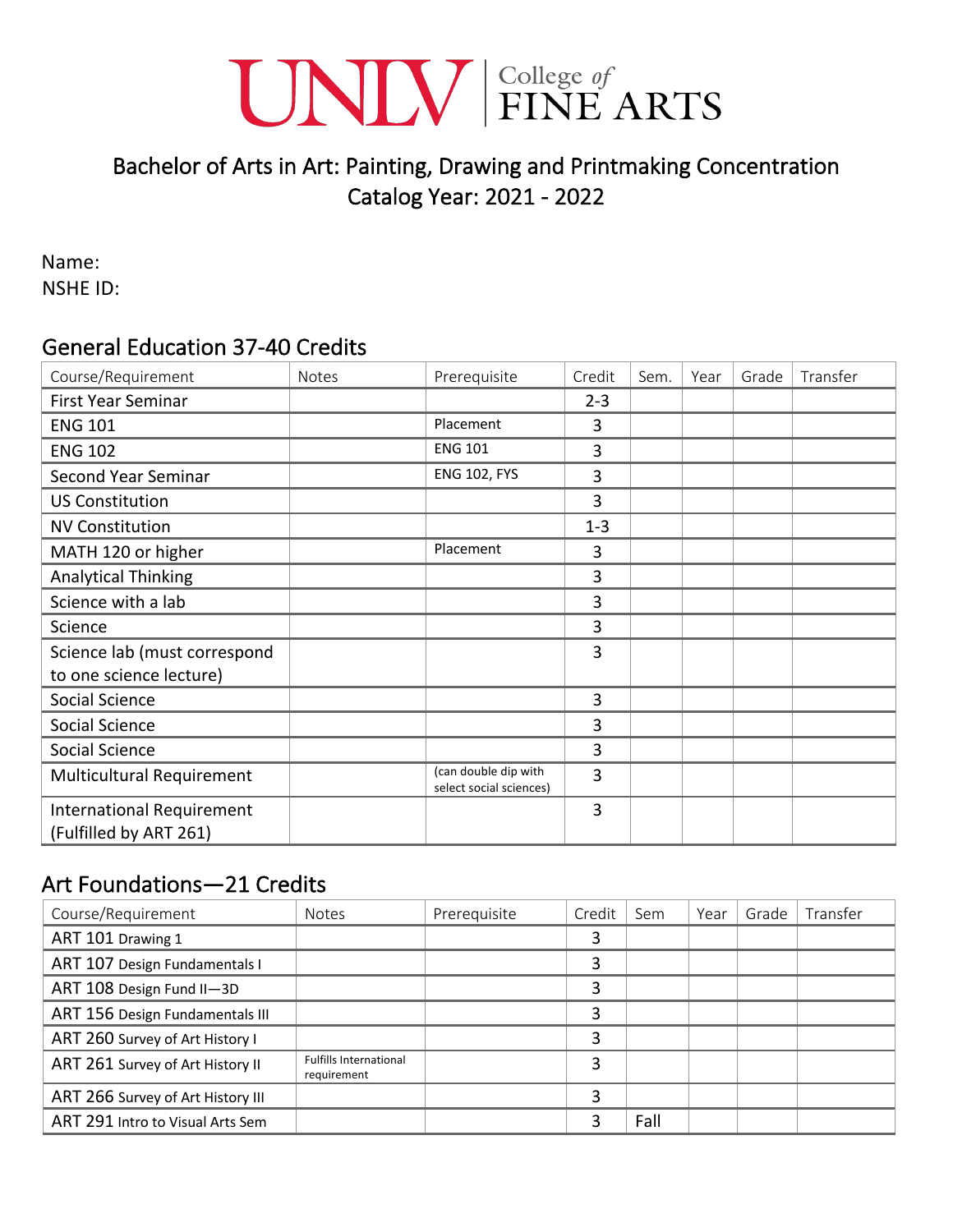# UNLV | College of FINE ARTS

## Bachelor of Arts in Art: Painting, Drawing and Printmaking Concentration
## Catalog Year: 2021 - 2022

Name:
NSHE ID:

## General Education 37-40 Credits

| Course/Requirement | Notes | Prerequisite | Credit | Sem. | Year | Grade | Transfer |
|---|---|---|---|---|---|---|---|
| First Year Seminar | | | 2-3 | | | | |
| ENG 101 | | Placement | 3 | | | | |
| ENG 102 | | ENG 101 | 3 | | | | |
| Second Year Seminar | | ENG 102, FYS | 3 | | | | |
| US Constitution | | | 3 | | | | |
| NV Constitution | | | 1-3 | | | | |
| MATH 120 or higher | | Placement | 3 | | | | |
| Analytical Thinking | | | 3 | | | | |
| Science with a lab | | | 3 | | | | |
| Science | | | 3 | | | | |
| Science lab (must correspond to one science lecture) | | | 3 | | | | |
| Social Science | | | 3 | | | | |
| Social Science | | | 3 | | | | |
| Social Science | | | 3 | | | | |
| Multicultural Requirement | | (can double dip with select social sciences) | 3 | | | | |
| International Requirement (Fulfilled by ART 261) | | | 3 | | | | |

## Art Foundations—21 Credits

| Course/Requirement | Notes | Prerequisite | Credit | Sem | Year | Grade | Transfer |
|---|---|---|---|---|---|---|---|
| ART 101 Drawing 1 | | | 3 | | | | |
| ART 107 Design Fundamentals I | | | 3 | | | | |
| ART 108 Design Fund II—3D | | | 3 | | | | |
| ART 156 Design Fundamentals III | | | 3 | | | | |
| ART 260 Survey of Art History I | | | 3 | | | | |
| ART 261 Survey of Art History II | Fulfills International requirement | | 3 | | | | |
| ART 266 Survey of Art History III | | | 3 | | | | |
| ART 291 Intro to Visual Arts Sem | | | 3 | Fall | | | |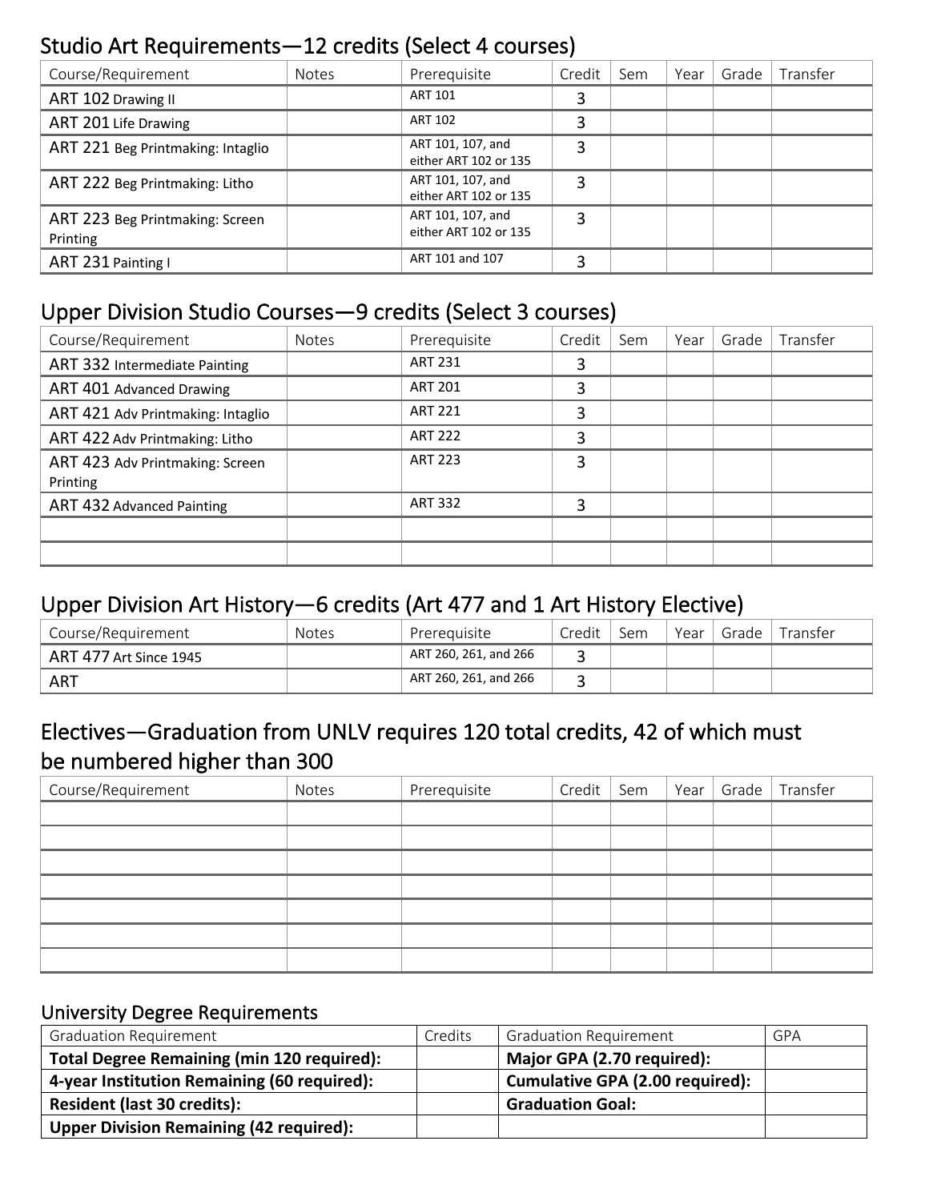## Studio Art Requirements—12 credits (Select 4 courses)

| Course/Requirement | Notes | Prerequisite | Credit | Sem | Year | Grade | Transfer |
|---|---|---|---|---|---|---|---|
| ART 102 Drawing II | | ART 101 | 3 | | | | |
| ART 201 Life Drawing | | ART 102 | 3 | | | | |
| ART 221 Beg Printmaking: Intaglio | | ART 101, 107, and either ART 102 or 135 | 3 | | | | |
| ART 222 Beg Printmaking: Litho | | ART 101, 107, and either ART 102 or 135 | 3 | | | | |
| ART 223 Beg Printmaking: Screen Printing | | ART 101, 107, and either ART 102 or 135 | 3 | | | | |
| ART 231 Painting I | | ART 101 and 107 | 3 | | | | |

## Upper Division Studio Courses—9 credits (Select 3 courses)

| Course/Requirement | Notes | Prerequisite | Credit | Sem | Year | Grade | Transfer |
|---|---|---|---|---|---|---|---|
| ART 332 Intermediate Painting | | ART 231 | 3 | | | | |
| ART 401 Advanced Drawing | | ART 201 | 3 | | | | |
| ART 421 Adv Printmaking: Intaglio | | ART 221 | 3 | | | | |
| ART 422 Adv Printmaking: Litho | | ART 222 | 3 | | | | |
| ART 423 Adv Printmaking: Screen Printing | | ART 223 | 3 | | | | |
| ART 432 Advanced Painting | | ART 332 | 3 | | | | |
| | | | | | | | |
| | | | | | | | |

## Upper Division Art History—6 credits (Art 477 and 1 Art History Elective)

| Course/Requirement | Notes | Prerequisite | Credit | Sem | Year | Grade | Transfer |
|---|---|---|---|---|---|---|---|
| ART 477 Art Since 1945 | | ART 260, 261, and 266 | 3 | | | | |
| ART | | ART 260, 261, and 266 | 3 | | | | |

## Electives—Graduation from UNLV requires 120 total credits, 42 of which must be numbered higher than 300

| Course/Requirement | Notes | Prerequisite | Credit | Sem | Year | Grade | Transfer |
|---|---|---|---|---|---|---|---|
| | | | | | | | |
| | | | | | | | |
| | | | | | | | |
| | | | | | | | |
| | | | | | | | |
| | | | | | | | |
| | | | | | | | |

### University Degree Requirements

| Graduation Requirement | Credits | Graduation Requirement | GPA |
|---|---|---|---|
| **Total Degree Remaining (min 120 required):** | | **Major GPA (2.70 required):** | |
| **4-year Institution Remaining (60 required):** | | **Cumulative GPA (2.00 required):** | |
| **Resident (last 30 credits):** | | **Graduation Goal:** | |
| **Upper Division Remaining (42 required):** | | | |